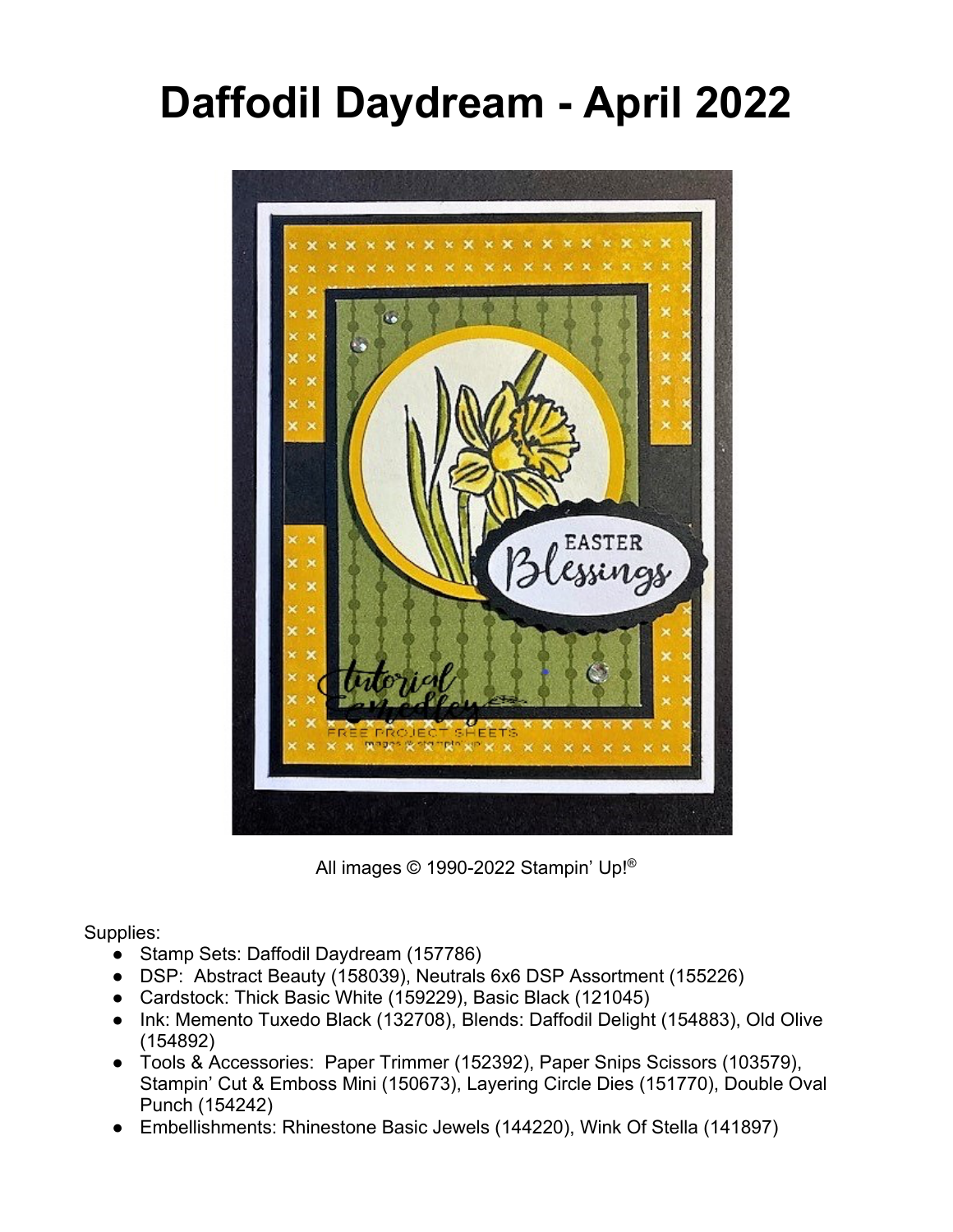# Daffodil Daydream - April 2022

All images © 1990-2022 Stampin' Up!®

Supplies:

- Stamp Sets: Daffodil Daydream (157786)
- DSP: Abstract Beauty (158039), Neutrals 6x6 DSP Assortment (155226)
- Cardstock: Thick Basic White (159229), Basic Black (121045)
- Ink: Memento Tuxedo Black (132708), Blends: Daffodil Delight (154883), Old Olive (154892)
- Tools & Accessories: Paper Trimmer (152392), Paper Snips Scissors (103579), Stampin' Cut & Emboss Mini (150673), Layering Circle Dies (151770), Double Oval Punch (154242)
- Embellishments: Rhinestone Basic Jewels (144220), Wink Of Stella (141897)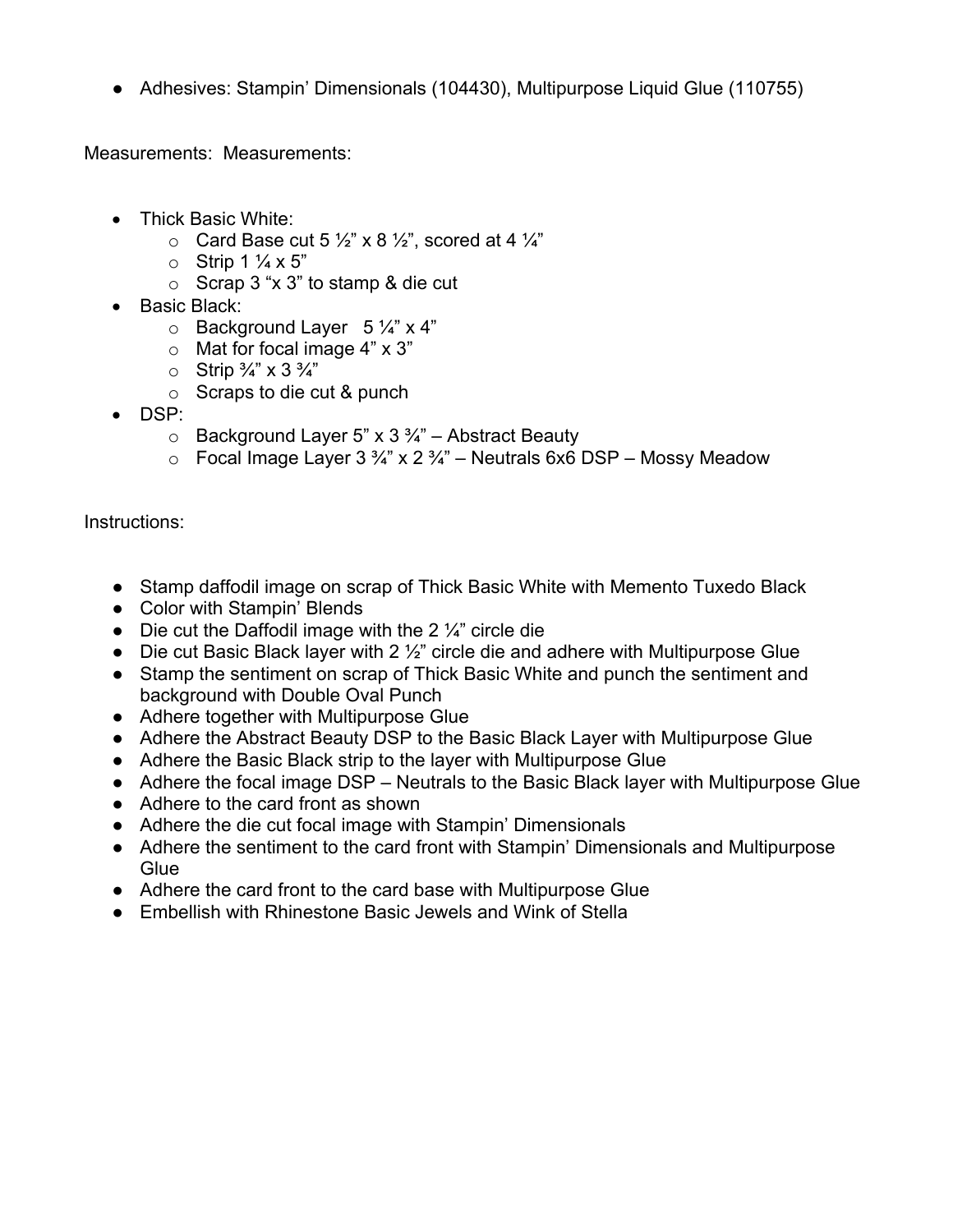- Adhesives: Stampin' Dimensionals (104430), Multipurpose Liquid Glue (110755)

Measurements: Measurements:

- Thick Basic White:
  - Card Base cut 5 ½" x 8 ½", scored at 4 ¼"
  - Strip 1 ¼ x 5"
  - Scrap 3 "x 3" to stamp & die cut
- Basic Black:
  - Background Layer 5 ¼" x 4"
  - Mat for focal image 4" x 3"
  - Strip ¾" x 3 ¾"
  - Scraps to die cut & punch
- DSP:
  - Background Layer 5" x 3 ¾" – Abstract Beauty
  - Focal Image Layer 3 ¾" x 2 ¾" – Neutrals 6x6 DSP – Mossy Meadow

Instructions:

- Stamp daffodil image on scrap of Thick Basic White with Memento Tuxedo Black
- Color with Stampin' Blends
- Die cut the Daffodil image with the 2 ¼" circle die
- Die cut Basic Black layer with 2 ½" circle die and adhere with Multipurpose Glue
- Stamp the sentiment on scrap of Thick Basic White and punch the sentiment and background with Double Oval Punch
- Adhere together with Multipurpose Glue
- Adhere the Abstract Beauty DSP to the Basic Black Layer with Multipurpose Glue
- Adhere the Basic Black strip to the layer with Multipurpose Glue
- Adhere the focal image DSP – Neutrals to the Basic Black layer with Multipurpose Glue
- Adhere to the card front as shown
- Adhere the die cut focal image with Stampin' Dimensionals
- Adhere the sentiment to the card front with Stampin' Dimensionals and Multipurpose Glue
- Adhere the card front to the card base with Multipurpose Glue
- Embellish with Rhinestone Basic Jewels and Wink of Stella